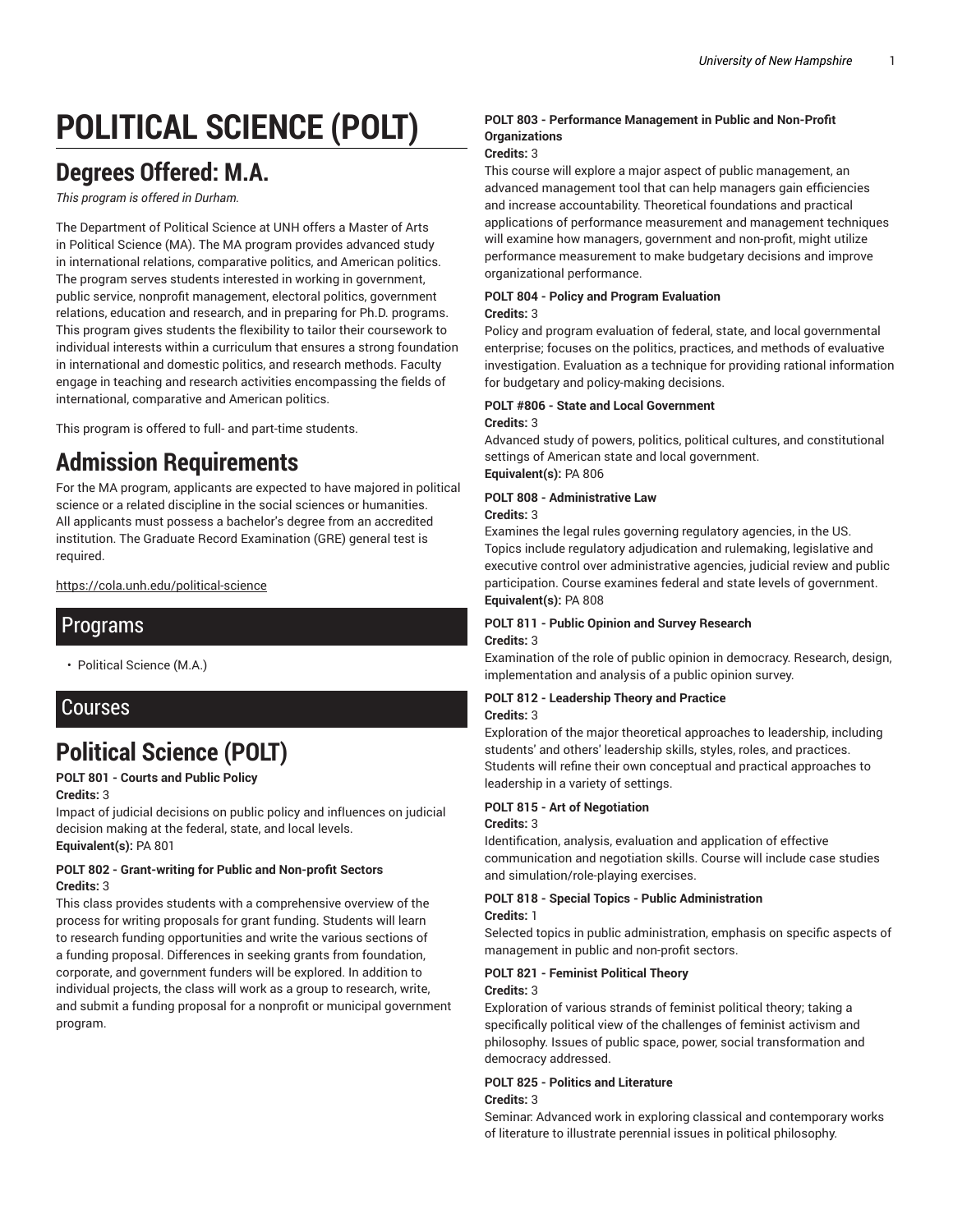# POLITICAL SCIENCE (POLT)

## Degrees Offered: M.A.

*This program is offered in Durham.*

The Department of Political Science at UNH offers a Master of Arts in Political Science (MA). The MA program provides advanced study in international relations, comparative politics, and American politics. The program serves students interested in working in government, public service, nonprofit management, electoral politics, government relations, education and research, and in preparing for Ph.D. programs. This program gives students the flexibility to tailor their coursework to individual interests within a curriculum that ensures a strong foundation in international and domestic politics, and research methods. Faculty engage in teaching and research activities encompassing the fields of international, comparative and American politics.

This program is offered to full- and part-time students.

# Admission Requirements

For the MA program, applicants are expected to have majored in political science or a related discipline in the social sciences or humanities. All applicants must possess a bachelor's degree from an accredited institution. The Graduate Record Examination (GRE) general test is required.

https://cola.unh.edu/political-science

## Programs

- Political Science (M.A.)

## Courses

# Political Science (POLT)

**POLT 801 - Courts and Public Policy**
**Credits:** 3
Impact of judicial decisions on public policy and influences on judicial decision making at the federal, state, and local levels.
**Equivalent(s):** PA 801

**POLT 802 - Grant-writing for Public and Non-profit Sectors**
**Credits:** 3
This class provides students with a comprehensive overview of the process for writing proposals for grant funding. Students will learn to research funding opportunities and write the various sections of a funding proposal. Differences in seeking grants from foundation, corporate, and government funders will be explored. In addition to individual projects, the class will work as a group to research, write, and submit a funding proposal for a nonprofit or municipal government program.

**POLT 803 - Performance Management in Public and Non-Profit Organizations**
**Credits:** 3
This course will explore a major aspect of public management, an advanced management tool that can help managers gain efficiencies and increase accountability. Theoretical foundations and practical applications of performance measurement and management techniques will examine how managers, government and non-profit, might utilize performance measurement to make budgetary decisions and improve organizational performance.

**POLT 804 - Policy and Program Evaluation**
**Credits:** 3
Policy and program evaluation of federal, state, and local governmental enterprise; focuses on the politics, practices, and methods of evaluative investigation. Evaluation as a technique for providing rational information for budgetary and policy-making decisions.

**POLT #806 - State and Local Government**
**Credits:** 3
Advanced study of powers, politics, political cultures, and constitutional settings of American state and local government.
**Equivalent(s):** PA 806

**POLT 808 - Administrative Law**
**Credits:** 3
Examines the legal rules governing regulatory agencies, in the US. Topics include regulatory adjudication and rulemaking, legislative and executive control over administrative agencies, judicial review and public participation. Course examines federal and state levels of government.
**Equivalent(s):** PA 808

**POLT 811 - Public Opinion and Survey Research**
**Credits:** 3
Examination of the role of public opinion in democracy. Research, design, implementation and analysis of a public opinion survey.

**POLT 812 - Leadership Theory and Practice**
**Credits:** 3
Exploration of the major theoretical approaches to leadership, including students' and others' leadership skills, styles, roles, and practices. Students will refine their own conceptual and practical approaches to leadership in a variety of settings.

**POLT 815 - Art of Negotiation**
**Credits:** 3
Identification, analysis, evaluation and application of effective communication and negotiation skills. Course will include case studies and simulation/role-playing exercises.

**POLT 818 - Special Topics - Public Administration**
**Credits:** 1
Selected topics in public administration, emphasis on specific aspects of management in public and non-profit sectors.

**POLT 821 - Feminist Political Theory**
**Credits:** 3
Exploration of various strands of feminist political theory; taking a specifically political view of the challenges of feminist activism and philosophy. Issues of public space, power, social transformation and democracy addressed.

**POLT 825 - Politics and Literature**
**Credits:** 3
Seminar: Advanced work in exploring classical and contemporary works of literature to illustrate perennial issues in political philosophy.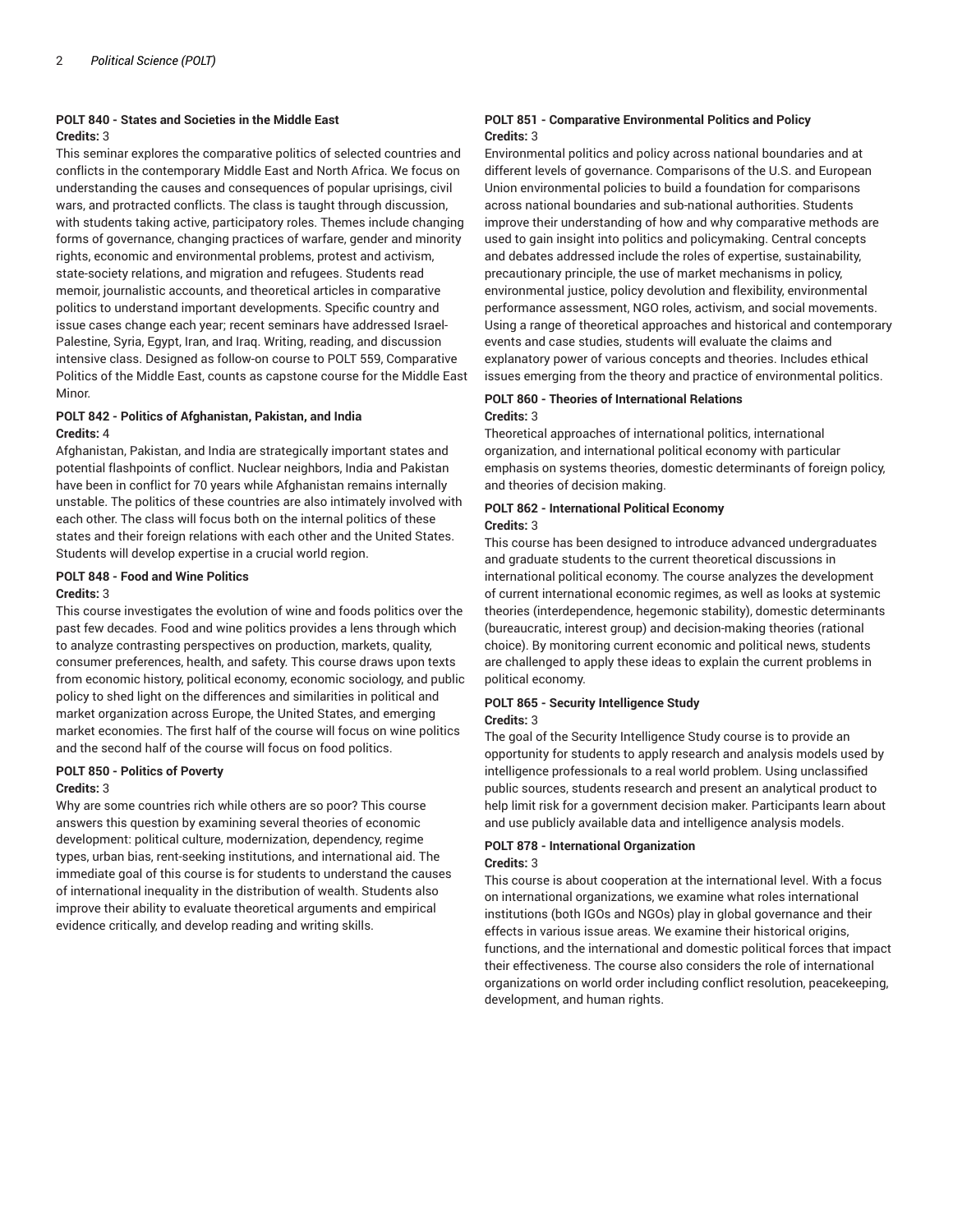#### POLT 840 - States and Societies in the Middle East

**Credits:** 3

This seminar explores the comparative politics of selected countries and conflicts in the contemporary Middle East and North Africa. We focus on understanding the causes and consequences of popular uprisings, civil wars, and protracted conflicts. The class is taught through discussion, with students taking active, participatory roles. Themes include changing forms of governance, changing practices of warfare, gender and minority rights, economic and environmental problems, protest and activism, state-society relations, and migration and refugees. Students read memoir, journalistic accounts, and theoretical articles in comparative politics to understand important developments. Specific country and issue cases change each year; recent seminars have addressed Israel-Palestine, Syria, Egypt, Iran, and Iraq. Writing, reading, and discussion intensive class. Designed as follow-on course to POLT 559, Comparative Politics of the Middle East, counts as capstone course for the Middle East Minor.

#### POLT 842 - Politics of Afghanistan, Pakistan, and India

**Credits:** 4

Afghanistan, Pakistan, and India are strategically important states and potential flashpoints of conflict. Nuclear neighbors, India and Pakistan have been in conflict for 70 years while Afghanistan remains internally unstable. The politics of these countries are also intimately involved with each other. The class will focus both on the internal politics of these states and their foreign relations with each other and the United States. Students will develop expertise in a crucial world region.

#### POLT 848 - Food and Wine Politics

**Credits:** 3

This course investigates the evolution of wine and foods politics over the past few decades. Food and wine politics provides a lens through which to analyze contrasting perspectives on production, markets, quality, consumer preferences, health, and safety. This course draws upon texts from economic history, political economy, economic sociology, and public policy to shed light on the differences and similarities in political and market organization across Europe, the United States, and emerging market economies. The first half of the course will focus on wine politics and the second half of the course will focus on food politics.

#### POLT 850 - Politics of Poverty

**Credits:** 3

Why are some countries rich while others are so poor? This course answers this question by examining several theories of economic development: political culture, modernization, dependency, regime types, urban bias, rent-seeking institutions, and international aid. The immediate goal of this course is for students to understand the causes of international inequality in the distribution of wealth. Students also improve their ability to evaluate theoretical arguments and empirical evidence critically, and develop reading and writing skills.

#### POLT 851 - Comparative Environmental Politics and Policy

**Credits:** 3

Environmental politics and policy across national boundaries and at different levels of governance. Comparisons of the U.S. and European Union environmental policies to build a foundation for comparisons across national boundaries and sub-national authorities. Students improve their understanding of how and why comparative methods are used to gain insight into politics and policymaking. Central concepts and debates addressed include the roles of expertise, sustainability, precautionary principle, the use of market mechanisms in policy, environmental justice, policy devolution and flexibility, environmental performance assessment, NGO roles, activism, and social movements. Using a range of theoretical approaches and historical and contemporary events and case studies, students will evaluate the claims and explanatory power of various concepts and theories. Includes ethical issues emerging from the theory and practice of environmental politics.

#### POLT 860 - Theories of International Relations

**Credits:** 3

Theoretical approaches of international politics, international organization, and international political economy with particular emphasis on systems theories, domestic determinants of foreign policy, and theories of decision making.

#### POLT 862 - International Political Economy

**Credits:** 3

This course has been designed to introduce advanced undergraduates and graduate students to the current theoretical discussions in international political economy. The course analyzes the development of current international economic regimes, as well as looks at systemic theories (interdependence, hegemonic stability), domestic determinants (bureaucratic, interest group) and decision-making theories (rational choice). By monitoring current economic and political news, students are challenged to apply these ideas to explain the current problems in political economy.

#### POLT 865 - Security Intelligence Study

**Credits:** 3

The goal of the Security Intelligence Study course is to provide an opportunity for students to apply research and analysis models used by intelligence professionals to a real world problem. Using unclassified public sources, students research and present an analytical product to help limit risk for a government decision maker. Participants learn about and use publicly available data and intelligence analysis models.

#### POLT 878 - International Organization

**Credits:** 3

This course is about cooperation at the international level. With a focus on international organizations, we examine what roles international institutions (both IGOs and NGOs) play in global governance and their effects in various issue areas. We examine their historical origins, functions, and the international and domestic political forces that impact their effectiveness. The course also considers the role of international organizations on world order including conflict resolution, peacekeeping, development, and human rights.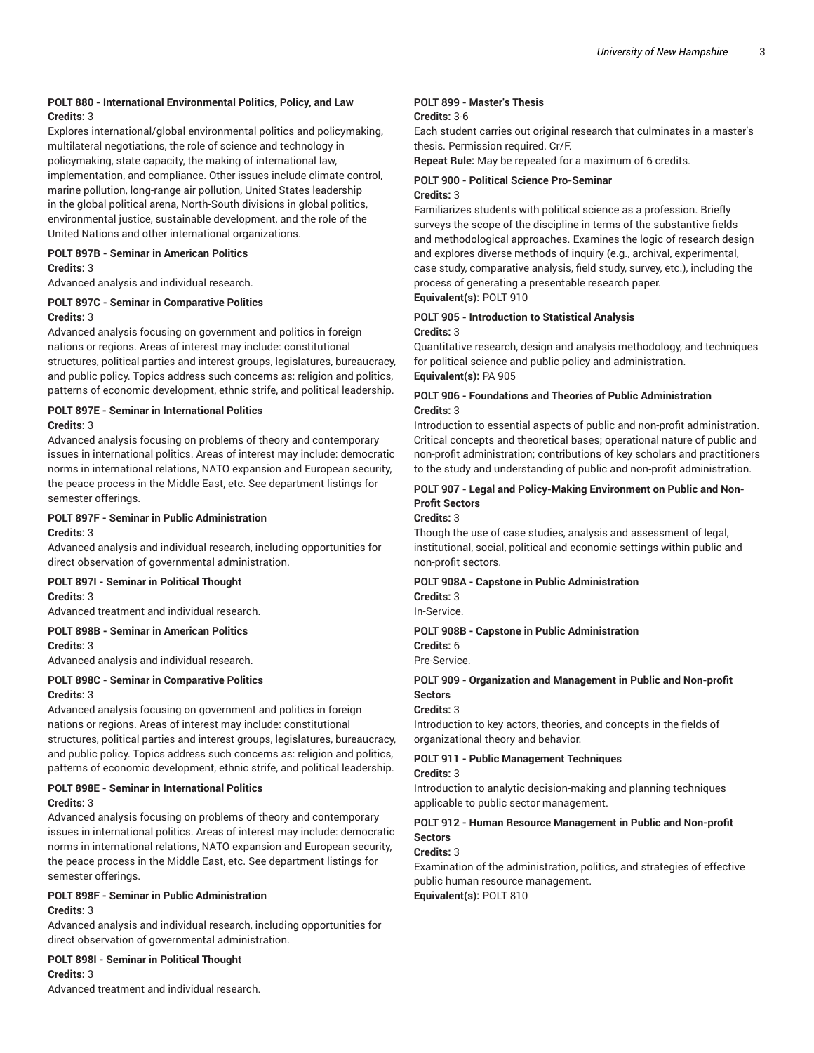**POLT 880 - International Environmental Politics, Policy, and Law**
**Credits:** 3

Explores international/global environmental politics and policymaking, multilateral negotiations, the role of science and technology in policymaking, state capacity, the making of international law, implementation, and compliance. Other issues include climate control, marine pollution, long-range air pollution, United States leadership in the global political arena, North-South divisions in global politics, environmental justice, sustainable development, and the role of the United Nations and other international organizations.

**POLT 897B - Seminar in American Politics**
**Credits:** 3

Advanced analysis and individual research.

**POLT 897C - Seminar in Comparative Politics**
**Credits:** 3

Advanced analysis focusing on government and politics in foreign nations or regions. Areas of interest may include: constitutional structures, political parties and interest groups, legislatures, bureaucracy, and public policy. Topics address such concerns as: religion and politics, patterns of economic development, ethnic strife, and political leadership.

**POLT 897E - Seminar in International Politics**
**Credits:** 3

Advanced analysis focusing on problems of theory and contemporary issues in international politics. Areas of interest may include: democratic norms in international relations, NATO expansion and European security, the peace process in the Middle East, etc. See department listings for semester offerings.

**POLT 897F - Seminar in Public Administration**
**Credits:** 3

Advanced analysis and individual research, including opportunities for direct observation of governmental administration.

**POLT 897I - Seminar in Political Thought**
**Credits:** 3

Advanced treatment and individual research.

**POLT 898B - Seminar in American Politics**
**Credits:** 3

Advanced analysis and individual research.

**POLT 898C - Seminar in Comparative Politics**
**Credits:** 3

Advanced analysis focusing on government and politics in foreign nations or regions. Areas of interest may include: constitutional structures, political parties and interest groups, legislatures, bureaucracy, and public policy. Topics address such concerns as: religion and politics, patterns of economic development, ethnic strife, and political leadership.

**POLT 898E - Seminar in International Politics**
**Credits:** 3

Advanced analysis focusing on problems of theory and contemporary issues in international politics. Areas of interest may include: democratic norms in international relations, NATO expansion and European security, the peace process in the Middle East, etc. See department listings for semester offerings.

**POLT 898F - Seminar in Public Administration**
**Credits:** 3

Advanced analysis and individual research, including opportunities for direct observation of governmental administration.

**POLT 898I - Seminar in Political Thought**
**Credits:** 3

Advanced treatment and individual research.

**POLT 899 - Master's Thesis**
**Credits:** 3-6

Each student carries out original research that culminates in a master's thesis. Permission required. Cr/F.

**Repeat Rule:** May be repeated for a maximum of 6 credits.

**POLT 900 - Political Science Pro-Seminar**
**Credits:** 3

Familiarizes students with political science as a profession. Briefly surveys the scope of the discipline in terms of the substantive fields and methodological approaches. Examines the logic of research design and explores diverse methods of inquiry (e.g., archival, experimental, case study, comparative analysis, field study, survey, etc.), including the process of generating a presentable research paper.

**Equivalent(s):** POLT 910

**POLT 905 - Introduction to Statistical Analysis**
**Credits:** 3

Quantitative research, design and analysis methodology, and techniques for political science and public policy and administration.

**Equivalent(s):** PA 905

**POLT 906 - Foundations and Theories of Public Administration**
**Credits:** 3

Introduction to essential aspects of public and non-profit administration. Critical concepts and theoretical bases; operational nature of public and non-profit administration; contributions of key scholars and practitioners to the study and understanding of public and non-profit administration.

**POLT 907 - Legal and Policy-Making Environment on Public and Non-Profit Sectors**
**Credits:** 3

Though the use of case studies, analysis and assessment of legal, institutional, social, political and economic settings within public and non-profit sectors.

**POLT 908A - Capstone in Public Administration**
**Credits:** 3

In-Service.

**POLT 908B - Capstone in Public Administration**
**Credits:** 6

Pre-Service.

**POLT 909 - Organization and Management in Public and Non-profit Sectors**
**Credits:** 3

Introduction to key actors, theories, and concepts in the fields of organizational theory and behavior.

**POLT 911 - Public Management Techniques**
**Credits:** 3

Introduction to analytic decision-making and planning techniques applicable to public sector management.

**POLT 912 - Human Resource Management in Public and Non-profit Sectors**
**Credits:** 3

Examination of the administration, politics, and strategies of effective public human resource management.

**Equivalent(s):** POLT 810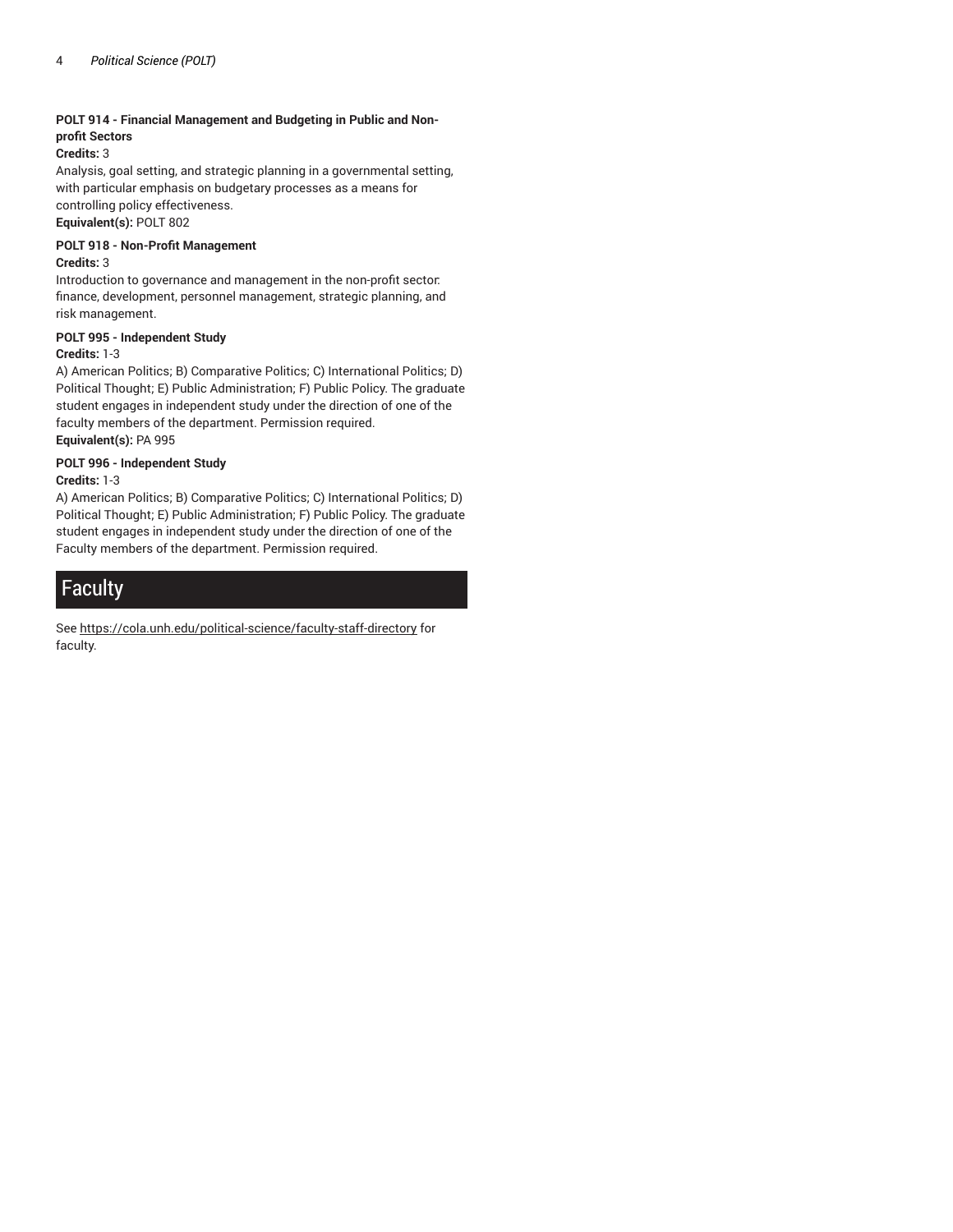**POLT 914 - Financial Management and Budgeting in Public and Non-profit Sectors**
**Credits:** 3
Analysis, goal setting, and strategic planning in a governmental setting, with particular emphasis on budgetary processes as a means for controlling policy effectiveness.
**Equivalent(s):** POLT 802

**POLT 918 - Non-Profit Management**
**Credits:** 3
Introduction to governance and management in the non-profit sector: finance, development, personnel management, strategic planning, and risk management.

**POLT 995 - Independent Study**
**Credits:** 1-3
A) American Politics; B) Comparative Politics; C) International Politics; D) Political Thought; E) Public Administration; F) Public Policy. The graduate student engages in independent study under the direction of one of the faculty members of the department. Permission required.
**Equivalent(s):** PA 995

**POLT 996 - Independent Study**
**Credits:** 1-3
A) American Politics; B) Comparative Politics; C) International Politics; D) Political Thought; E) Public Administration; F) Public Policy. The graduate student engages in independent study under the direction of one of the Faculty members of the department. Permission required.

# Faculty

See https://cola.unh.edu/political-science/faculty-staff-directory for faculty.